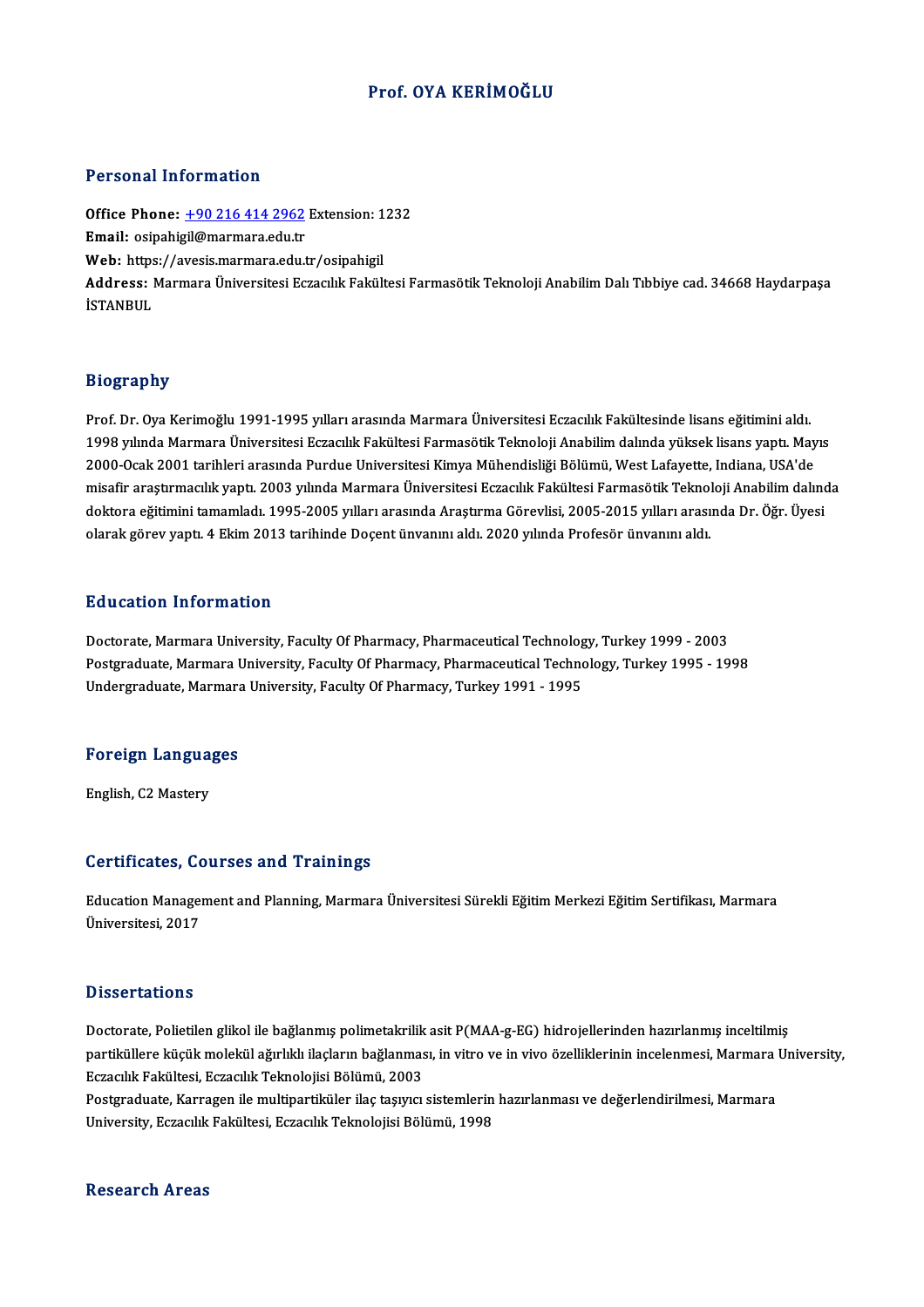# Prof. OYA KERİMOĞLU

## Personal Information

**Office Phone:** +90 216 414 2962 Extension: 1232
**Email:** osipahigil@marmara.edu.tr
**Web:** https://avesis.marmara.edu.tr/osipahigil
**Address:** Marmara Üniversitesi Eczacılık Fakültesi Farmasötik Teknoloji Anabilim Dalı Tıbbiye cad. 34668 Haydarpaşa İSTANBUL

## Biography

Prof. Dr. Oya Kerimoğlu 1991-1995 yılları arasında Marmara Üniversitesi Eczacılık Fakültesinde lisans eğitimini aldı. 1998 yılında Marmara Üniversitesi Eczacılık Fakültesi Farmasötik Teknoloji Anabilim dalında yüksek lisans yaptı. Mayıs 2000-Ocak 2001 tarihleri arasında Purdue Universitesi Kimya Mühendisliği Bölümü, West Lafayette, Indiana, USA'de misafir araştırmacılık yaptı. 2003 yılında Marmara Üniversitesi Eczacılık Fakültesi Farmasötik Teknoloji Anabilim dalında doktora eğitimini tamamladı. 1995-2005 yılları arasında Araştırma Görevlisi, 2005-2015 yılları arasında Dr. Öğr. Üyesi olarak görev yaptı. 4 Ekim 2013 tarihinde Doçent ünvanını aldı. 2020 yılında Profesör ünvanını aldı.

## Education Information

Doctorate, Marmara University, Faculty Of Pharmacy, Pharmaceutical Technology, Turkey 1999 - 2003
Postgraduate, Marmara University, Faculty Of Pharmacy, Pharmaceutical Technology, Turkey 1995 - 1998
Undergraduate, Marmara University, Faculty Of Pharmacy, Turkey 1991 - 1995

## Foreign Languages

English, C2 Mastery

## Certificates, Courses and Trainings

Education Management and Planning, Marmara Üniversitesi Sürekli Eğitim Merkezi Eğitim Sertifikası, Marmara Üniversitesi, 2017

## Dissertations

Doctorate, Polietilen glikol ile bağlanmış polimetakrilik asit P(MAA-g-EG) hidrojellerinden hazırlanmış inceltilmiş partiküllere küçük molekül ağırlıklı ilaçların bağlanması, in vitro ve in vivo özelliklerinin incelenmesi, Marmara University, Eczacılık Fakültesi, Eczacılık Teknolojisi Bölümü, 2003
Postgraduate, Karragen ile multipartiküler ilaç taşıyıcı sistemlerin hazırlanması ve değerlendirilmesi, Marmara University, Eczacılık Fakültesi, Eczacılık Teknolojisi Bölümü, 1998

## Research Areas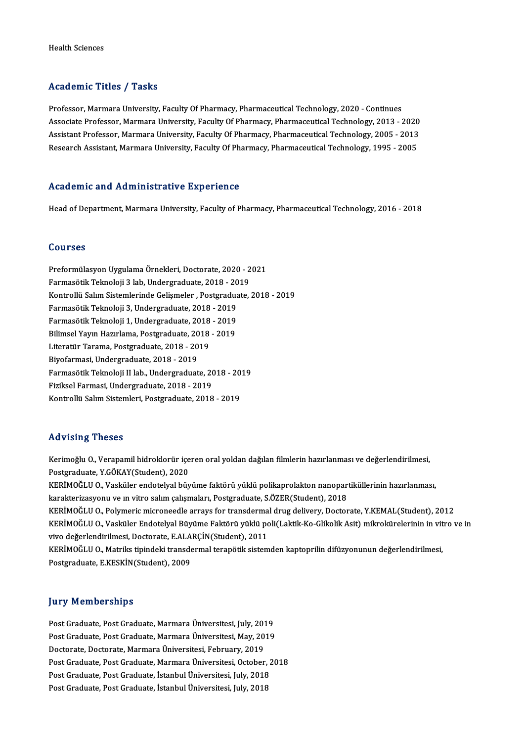Health Sciences

## Academic Titles / Tasks

Professor, Marmara University, Faculty Of Pharmacy, Pharmaceutical Technology, 2020 - Continues
Associate Professor, Marmara University, Faculty Of Pharmacy, Pharmaceutical Technology, 2013 - 2020
Assistant Professor, Marmara University, Faculty Of Pharmacy, Pharmaceutical Technology, 2005 - 2013
Research Assistant, Marmara University, Faculty Of Pharmacy, Pharmaceutical Technology, 1995 - 2005

## Academic and Administrative Experience

Head of Department, Marmara University, Faculty of Pharmacy, Pharmaceutical Technology, 2016 - 2018

## Courses

Preformülasyon Uygulama Örnekleri, Doctorate, 2020 - 2021
Farmasötik Teknoloji 3 lab, Undergraduate, 2018 - 2019
Kontrollü Salım Sistemlerinde Gelişmeler , Postgraduate, 2018 - 2019
Farmasötik Teknoloji 3, Undergraduate, 2018 - 2019
Farmasötik Teknoloji 1, Undergraduate, 2018 - 2019
Bilimsel Yayın Hazırlama, Postgraduate, 2018 - 2019
Literatür Tarama, Postgraduate, 2018 - 2019
Biyofarmasi, Undergraduate, 2018 - 2019
Farmasötik Teknoloji II lab., Undergraduate, 2018 - 2019
Fiziksel Farmasi, Undergraduate, 2018 - 2019
Kontrollü Salım Sistemleri, Postgraduate, 2018 - 2019

## Advising Theses

Kerimoğlu O., Verapamil hidroklorür içeren oral yoldan dağılan filmlerin hazırlanması ve değerlendirilmesi, Postgraduate, Y.GÖKAY(Student), 2020
KERİMOĞLU O., Vasküler endotelyal büyüme faktörü yüklü polikaprolakton nanopartiküllerinin hazırlanması, karakterizasyonu ve ın vitro salım çalışmaları, Postgraduate, S.ÖZER(Student), 2018
KERİMOĞLU O., Polymeric microneedle arrays for transdermal drug delivery, Doctorate, Y.KEMAL(Student), 2012
KERİMOĞLU O., Vasküler Endotelyal Büyüme Faktörü yüklü poli(Laktik-Ko-Glikolik Asit) mikrokürelerinin in vitro ve in vivo değerlendirilmesi, Doctorate, E.ALARÇİN(Student), 2011
KERİMOĞLU O., Matriks tipindeki transdermal terapötik sistemden kaptoprilin difüzyonunun değerlendirilmesi, Postgraduate, E.KESKİN(Student), 2009

## Jury Memberships

Post Graduate, Post Graduate, Marmara Üniversitesi, July, 2019
Post Graduate, Post Graduate, Marmara Üniversitesi, May, 2019
Doctorate, Doctorate, Marmara Üniversitesi, February, 2019
Post Graduate, Post Graduate, Marmara Üniversitesi, October, 2018
Post Graduate, Post Graduate, İstanbul Üniversitesi, July, 2018
Post Graduate, Post Graduate, İstanbul Üniversitesi, July, 2018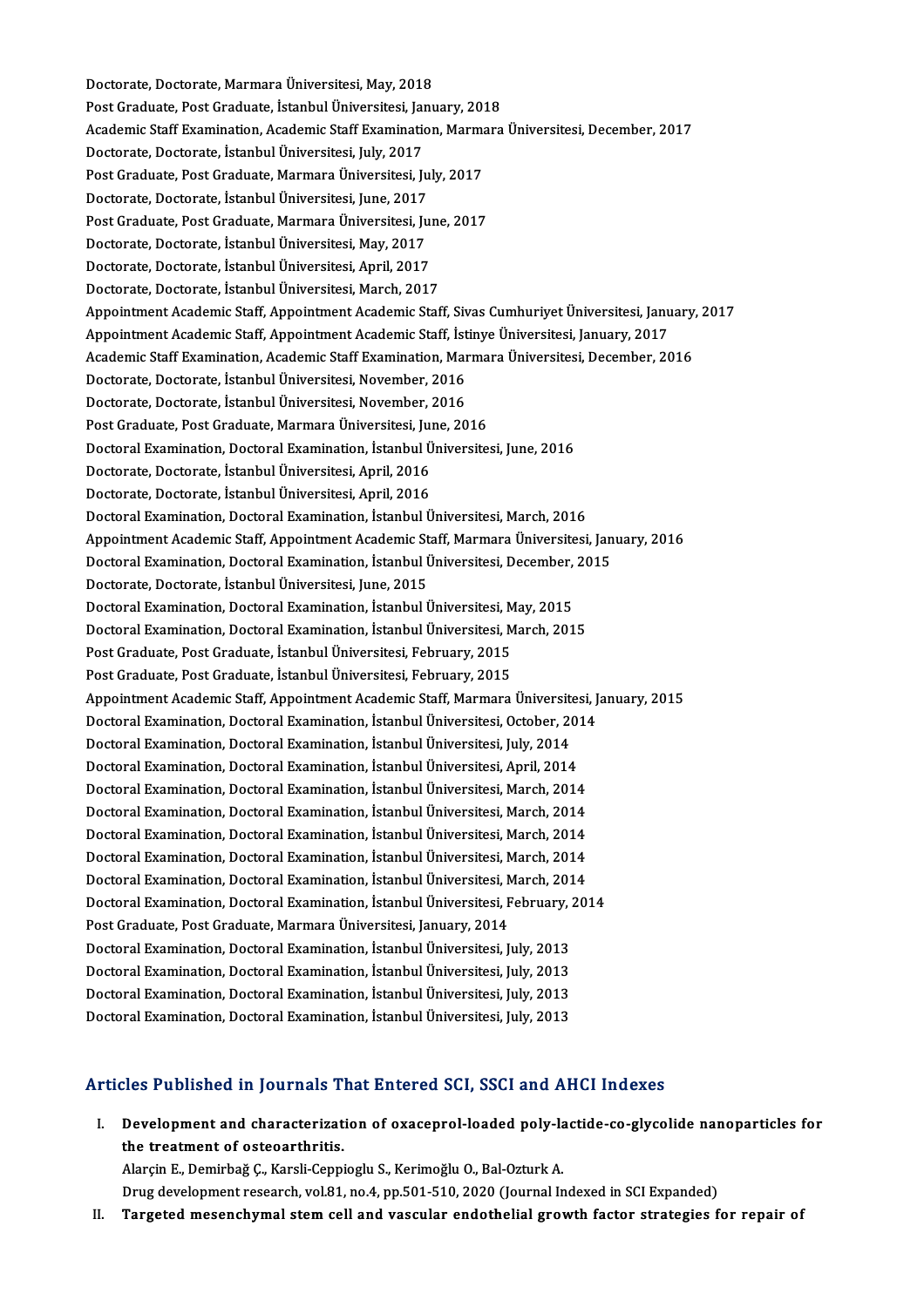Doctorate, Doctorate, Marmara Üniversitesi, May, 2018
Post Graduate, Post Graduate, İstanbul Üniversitesi, January, 2018
Academic Staff Examination, Academic Staff Examination, Marmara Üniversitesi, December, 2017
Doctorate, Doctorate, İstanbul Üniversitesi, July, 2017
Post Graduate, Post Graduate, Marmara Üniversitesi, July, 2017
Doctorate, Doctorate, İstanbul Üniversitesi, June, 2017
Post Graduate, Post Graduate, Marmara Üniversitesi, June, 2017
Doctorate, Doctorate, İstanbul Üniversitesi, May, 2017
Doctorate, Doctorate, İstanbul Üniversitesi, April, 2017
Doctorate, Doctorate, İstanbul Üniversitesi, March, 2017
Appointment Academic Staff, Appointment Academic Staff, Sivas Cumhuriyet Üniversitesi, January, 2017
Appointment Academic Staff, Appointment Academic Staff, İstinye Üniversitesi, January, 2017
Academic Staff Examination, Academic Staff Examination, Marmara Üniversitesi, December, 2016
Doctorate, Doctorate, İstanbul Üniversitesi, November, 2016
Doctorate, Doctorate, İstanbul Üniversitesi, November, 2016
Post Graduate, Post Graduate, Marmara Üniversitesi, June, 2016
Doctoral Examination, Doctoral Examination, İstanbul Üniversitesi, June, 2016
Doctorate, Doctorate, İstanbul Üniversitesi, April, 2016
Doctorate, Doctorate, İstanbul Üniversitesi, April, 2016
Doctoral Examination, Doctoral Examination, İstanbul Üniversitesi, March, 2016
Appointment Academic Staff, Appointment Academic Staff, Marmara Üniversitesi, January, 2016
Doctoral Examination, Doctoral Examination, İstanbul Üniversitesi, December, 2015
Doctorate, Doctorate, İstanbul Üniversitesi, June, 2015
Doctoral Examination, Doctoral Examination, İstanbul Üniversitesi, May, 2015
Doctoral Examination, Doctoral Examination, İstanbul Üniversitesi, March, 2015
Post Graduate, Post Graduate, İstanbul Üniversitesi, February, 2015
Post Graduate, Post Graduate, İstanbul Üniversitesi, February, 2015
Appointment Academic Staff, Appointment Academic Staff, Marmara Üniversitesi, January, 2015
Doctoral Examination, Doctoral Examination, İstanbul Üniversitesi, October, 2014
Doctoral Examination, Doctoral Examination, İstanbul Üniversitesi, July, 2014
Doctoral Examination, Doctoral Examination, İstanbul Üniversitesi, April, 2014
Doctoral Examination, Doctoral Examination, İstanbul Üniversitesi, March, 2014
Doctoral Examination, Doctoral Examination, İstanbul Üniversitesi, March, 2014
Doctoral Examination, Doctoral Examination, İstanbul Üniversitesi, March, 2014
Doctoral Examination, Doctoral Examination, İstanbul Üniversitesi, March, 2014
Doctoral Examination, Doctoral Examination, İstanbul Üniversitesi, March, 2014
Doctoral Examination, Doctoral Examination, İstanbul Üniversitesi, February, 2014
Post Graduate, Post Graduate, Marmara Üniversitesi, January, 2014
Doctoral Examination, Doctoral Examination, İstanbul Üniversitesi, July, 2013
Doctoral Examination, Doctoral Examination, İstanbul Üniversitesi, July, 2013
Doctoral Examination, Doctoral Examination, İstanbul Üniversitesi, July, 2013
Doctoral Examination, Doctoral Examination, İstanbul Üniversitesi, July, 2013

## Articles Published in Journals That Entered SCI, SSCI and AHCI Indexes

I. **Development and characterization of oxaceprol-loaded poly-lactide-co-glycolide nanoparticles for the treatment of osteoarthritis.**
   Alarçin E., Demirbağ Ç., Karsli-Ceppioglu S., Kerimoğlu O., Bal-Ozturk A.
   Drug development research, vol.81, no.4, pp.501-510, 2020 (Journal Indexed in SCI Expanded)

II. **Targeted mesenchymal stem cell and vascular endothelial growth factor strategies for repair of**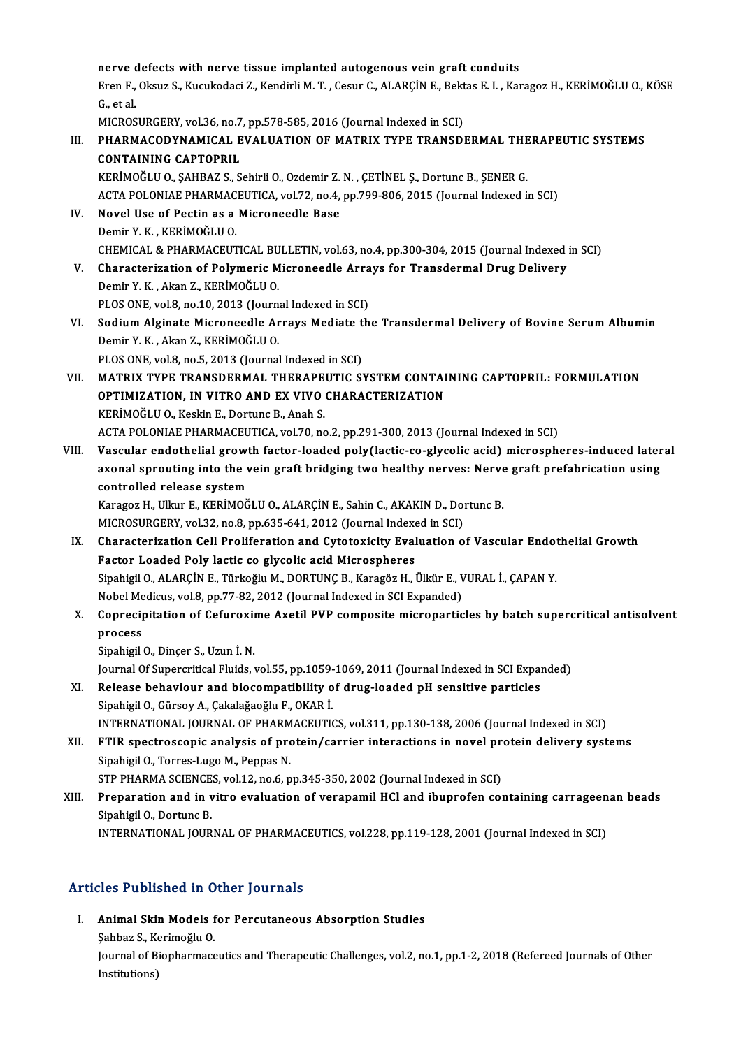nerve defects with nerve tissue implanted autogenous vein graft conduits
Eren F., Oksuz S., Kucukodaci Z., Kendirli M. T. , Cesur C., ALARÇİN E., Bektas E. I. , Karagoz H., KERİMOĞLU O., KÖSE G., et al.
MICROSURGERY, vol.36, no.7, pp.578-585, 2016 (Journal Indexed in SCI)

III. **PHARMACODYNAMICAL EVALUATION OF MATRIX TYPE TRANSDERMAL THERAPEUTIC SYSTEMS CONTAINING CAPTOPRIL**
KERİMOĞLU O., ŞAHBAZ S., Sehirli O., Ozdemir Z. N. , ÇETİNEL Ş., Dortunc B., ŞENER G.
ACTA POLONIAE PHARMACEUTICA, vol.72, no.4, pp.799-806, 2015 (Journal Indexed in SCI)

IV. **Novel Use of Pectin as a Microneedle Base**
Demir Y. K. , KERİMOĞLU O.
CHEMICAL & PHARMACEUTICAL BULLETIN, vol.63, no.4, pp.300-304, 2015 (Journal Indexed in SCI)

V. **Characterization of Polymeric Microneedle Arrays for Transdermal Drug Delivery**
Demir Y. K. , Akan Z., KERİMOĞLU O.
PLOS ONE, vol.8, no.10, 2013 (Journal Indexed in SCI)

VI. **Sodium Alginate Microneedle Arrays Mediate the Transdermal Delivery of Bovine Serum Albumin**
Demir Y. K. , Akan Z., KERİMOĞLU O.
PLOS ONE, vol.8, no.5, 2013 (Journal Indexed in SCI)

VII. **MATRIX TYPE TRANSDERMAL THERAPEUTIC SYSTEM CONTAINING CAPTOPRIL: FORMULATION OPTIMIZATION, IN VITRO AND EX VIVO CHARACTERIZATION**
KERİMOĞLU O., Keskin E., Dortunc B., Anah S.
ACTA POLONIAE PHARMACEUTICA, vol.70, no.2, pp.291-300, 2013 (Journal Indexed in SCI)

VIII. **Vascular endothelial growth factor-loaded poly(lactic-co-glycolic acid) microspheres-induced lateral axonal sprouting into the vein graft bridging two healthy nerves: Nerve graft prefabrication using controlled release system**
Karagoz H., Ulkur E., KERİMOĞLU O., ALARÇİN E., Sahin C., AKAKIN D., Dortunc B.
MICROSURGERY, vol.32, no.8, pp.635-641, 2012 (Journal Indexed in SCI)

IX. **Characterization Cell Proliferation and Cytotoxicity Evaluation of Vascular Endothelial Growth Factor Loaded Poly lactic co glycolic acid Microspheres**
Sipahigil O., ALARÇİN E., Türkoğlu M., DORTUNÇ B., Karagöz H., Ülkür E., VURAL İ., ÇAPAN Y.
Nobel Medicus, vol.8, pp.77-82, 2012 (Journal Indexed in SCI Expanded)

X. **Coprecipitation of Cefuroxime Axetil PVP composite microparticles by batch supercritical antisolvent process**
Sipahigil O., Dinçer S., Uzun İ. N.
Journal Of Supercritical Fluids, vol.55, pp.1059-1069, 2011 (Journal Indexed in SCI Expanded)

XI. **Release behaviour and biocompatibility of drug-loaded pH sensitive particles**
Sipahigil O., Gürsoy A., Çakalağaoğlu F., OKAR İ.
INTERNATIONAL JOURNAL OF PHARMACEUTICS, vol.311, pp.130-138, 2006 (Journal Indexed in SCI)

XII. **FTIR spectroscopic analysis of protein/carrier interactions in novel protein delivery systems**
Sipahigil O., Torres-Lugo M., Peppas N.
STP PHARMA SCIENCES, vol.12, no.6, pp.345-350, 2002 (Journal Indexed in SCI)

XIII. **Preparation and in vitro evaluation of verapamil HCl and ibuprofen containing carrageenan beads**
Sipahigil O., Dortunc B.
INTERNATIONAL JOURNAL OF PHARMACEUTICS, vol.228, pp.119-128, 2001 (Journal Indexed in SCI)

## Articles Published in Other Journals

I. **Animal Skin Models for Percutaneous Absorption Studies**
Şahbaz S., Kerimoğlu O.
Journal of Biopharmaceutics and Therapeutic Challenges, vol.2, no.1, pp.1-2, 2018 (Refereed Journals of Other Institutions)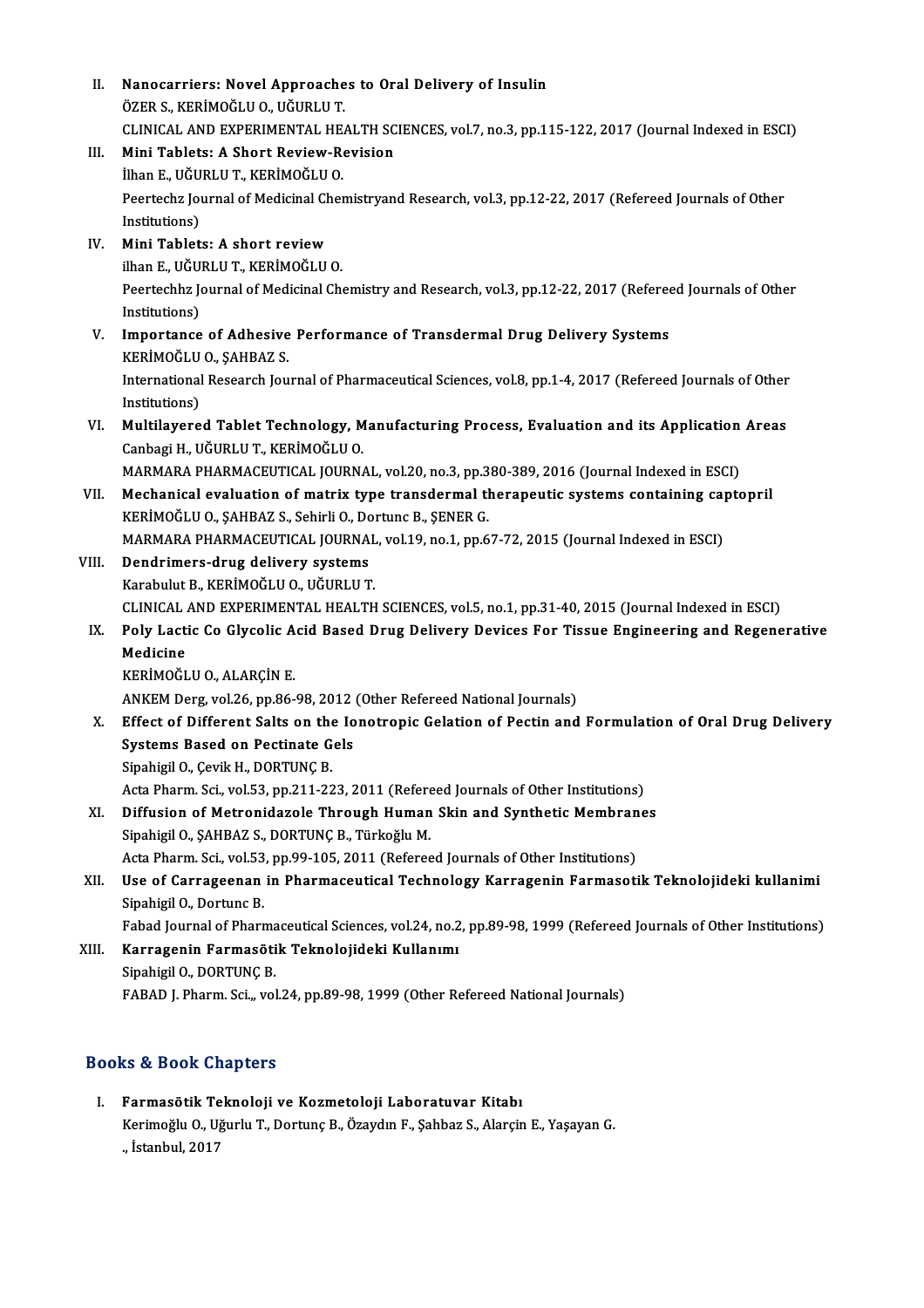II. **Nanocarriers: Novel Approaches to Oral Delivery of Insulin**
ÖZER S., KERİMOĞLU O., UĞURLU T.
CLINICAL AND EXPERIMENTAL HEALTH SCIENCES, vol.7, no.3, pp.115-122, 2017 (Journal Indexed in ESCI)

III. **Mini Tablets: A Short Review-Revision**
İlhan E., UĞURLU T., KERİMOĞLU O.
Peertechz Journal of Medicinal Chemistryand Research, vol.3, pp.12-22, 2017 (Refereed Journals of Other Institutions)

IV. **Mini Tablets: A short review**
ilhan E., UĞURLU T., KERİMOĞLU O.
Peertechhz Journal of Medicinal Chemistry and Research, vol.3, pp.12-22, 2017 (Refereed Journals of Other Institutions)

V. **Importance of Adhesive Performance of Transdermal Drug Delivery Systems**
KERİMOĞLU O., ŞAHBAZ S.
International Research Journal of Pharmaceutical Sciences, vol.8, pp.1-4, 2017 (Refereed Journals of Other Institutions)

VI. **Multilayered Tablet Technology, Manufacturing Process, Evaluation and its Application Areas**
Canbagi H., UĞURLU T., KERİMOĞLU O.
MARMARA PHARMACEUTICAL JOURNAL, vol.20, no.3, pp.380-389, 2016 (Journal Indexed in ESCI)

VII. **Mechanical evaluation of matrix type transdermal therapeutic systems containing captopril**
KERİMOĞLU O., ŞAHBAZ S., Sehirli O., Dortunc B., ŞENER G.
MARMARA PHARMACEUTICAL JOURNAL, vol.19, no.1, pp.67-72, 2015 (Journal Indexed in ESCI)

VIII. **Dendrimers-drug delivery systems**
Karabulut B., KERİMOĞLU O., UĞURLU T.
CLINICAL AND EXPERIMENTAL HEALTH SCIENCES, vol.5, no.1, pp.31-40, 2015 (Journal Indexed in ESCI)

IX. **Poly Lactic Co Glycolic Acid Based Drug Delivery Devices For Tissue Engineering and Regenerative Medicine**
KERİMOĞLU O., ALARÇİN E.
ANKEM Derg, vol.26, pp.86-98, 2012 (Other Refereed National Journals)

X. **Effect of Different Salts on the Ionotropic Gelation of Pectin and Formulation of Oral Drug Delivery Systems Based on Pectinate Gels**
Sipahigil O., Çevik H., DORTUNÇ B.
Acta Pharm. Sci., vol.53, pp.211-223, 2011 (Refereed Journals of Other Institutions)

XI. **Diffusion of Metronidazole Through Human Skin and Synthetic Membranes**
Sipahigil O., ŞAHBAZ S., DORTUNÇ B., Türkoğlu M.
Acta Pharm. Sci., vol.53, pp.99-105, 2011 (Refereed Journals of Other Institutions)

XII. **Use of Carrageenan in Pharmaceutical Technology Karragenin Farmasotik Teknolojideki kullanimi**
Sipahigil O., Dortunc B.
Fabad Journal of Pharmaceutical Sciences, vol.24, no.2, pp.89-98, 1999 (Refereed Journals of Other Institutions)

XIII. **Karragenin Farmasötik Teknolojideki Kullanımı**
Sipahigil O., DORTUNÇ B.
FABAD J. Pharm. Sci.,, vol.24, pp.89-98, 1999 (Other Refereed National Journals)

## Books & Book Chapters

I. **Farmasötik Teknoloji ve Kozmetoloji Laboratuvar Kitabı**
Kerimoğlu O., Uğurlu T., Dortunç B., Özaydın F., Şahbaz S., Alarçin E., Yaşayan G.
., İstanbul, 2017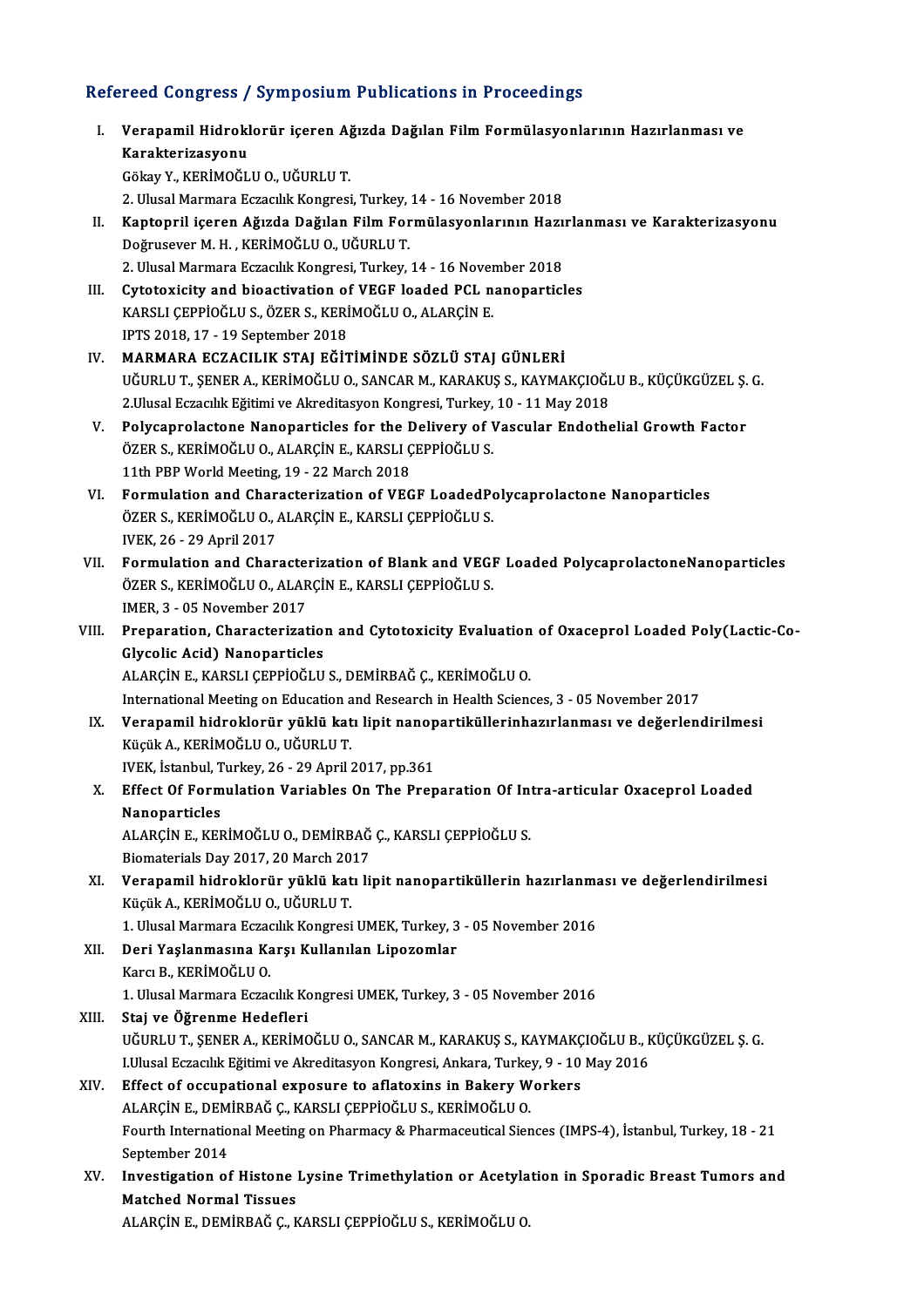## Refereed Congress / Symposium Publications in Proceedings

I. **Verapamil Hidroklorür içeren Ağızda Dağılan Film Formülasyonlarının Hazırlanması ve Karakterizasyonu**
Gökay Y., KERİMOĞLU O., UĞURLU T.
2. Ulusal Marmara Eczacılık Kongresi, Turkey, 14 - 16 November 2018

II. **Kaptopril içeren Ağızda Dağılan Film Formülasyonlarının Hazırlanması ve Karakterizasyonu**
Doğrusever M. H. , KERİMOĞLU O., UĞURLU T.
2. Ulusal Marmara Eczacılık Kongresi, Turkey, 14 - 16 November 2018

III. **Cytotoxicity and bioactivation of VEGF loaded PCL nanoparticles**
KARSLI ÇEPPİOĞLU S., ÖZER S., KERİMOĞLU O., ALARÇİN E.
IPTS 2018, 17 - 19 September 2018

IV. **MARMARA ECZACILIK STAJ EĞİTİMİNDE SÖZLÜ STAJ GÜNLERİ**
UĞURLU T., ŞENER A., KERİMOĞLU O., SANCAR M., KARAKUŞ S., KAYMAKÇIOĞLU B., KÜÇÜKGÜZEL Ş. G.
2.Ulusal Eczacılık Eğitimi ve Akreditasyon Kongresi, Turkey, 10 - 11 May 2018

V. **Polycaprolactone Nanoparticles for the Delivery of Vascular Endothelial Growth Factor**
ÖZER S., KERİMOĞLU O., ALARÇİN E., KARSLI ÇEPPİOĞLU S.
11th PBP World Meeting, 19 - 22 March 2018

VI. **Formulation and Characterization of VEGF LoadedPolycaprolactone Nanoparticles**
ÖZER S., KERİMOĞLU O., ALARÇİN E., KARSLI ÇEPPİOĞLU S.
IVEK, 26 - 29 April 2017

VII. **Formulation and Characterization of Blank and VEGF Loaded PolycaprolactoneNanoparticles**
ÖZER S., KERİMOĞLU O., ALARÇİN E., KARSLI ÇEPPİOĞLU S.
IMER, 3 - 05 November 2017

VIII. **Preparation, Characterization and Cytotoxicity Evaluation of Oxaceprol Loaded Poly(Lactic-Co-Glycolic Acid) Nanoparticles**
ALARÇİN E., KARSLI ÇEPPİOĞLU S., DEMİRBAĞ Ç., KERİMOĞLU O.
International Meeting on Education and Research in Health Sciences, 3 - 05 November 2017

IX. **Verapamil hidroklorür yüklü katı lipit nanopartiküllerinhazırlanması ve değerlendirilmesi**
Küçük A., KERİMOĞLU O., UĞURLU T.
IVEK, İstanbul, Turkey, 26 - 29 April 2017, pp.361

X. **Effect Of Formulation Variables On The Preparation Of Intra-articular Oxaceprol Loaded Nanoparticles**
ALARÇİN E., KERİMOĞLU O., DEMİRBAĞ Ç., KARSLI ÇEPPİOĞLU S.
Biomaterials Day 2017, 20 March 2017

XI. **Verapamil hidroklorür yüklü katı lipit nanopartiküllerin hazırlanması ve değerlendirilmesi**
Küçük A., KERİMOĞLU O., UĞURLU T.
1. Ulusal Marmara Eczacılık Kongresi UMEK, Turkey, 3 - 05 November 2016

XII. **Deri Yaşlanmasına Karşı Kullanılan Lipozomlar**
Karcı B., KERİMOĞLU O.
1. Ulusal Marmara Eczacılık Kongresi UMEK, Turkey, 3 - 05 November 2016

XIII. **Staj ve Öğrenme Hedefleri**
UĞURLU T., ŞENER A., KERİMOĞLU O., SANCAR M., KARAKUŞ S., KAYMAKÇIOĞLU B., KÜÇÜKGÜZEL Ş. G.
I.Ulusal Eczacılık Eğitimi ve Akreditasyon Kongresi, Ankara, Turkey, 9 - 10 May 2016

XIV. **Effect of occupational exposure to aflatoxins in Bakery Workers**
ALARÇİN E., DEMİRBAĞ Ç., KARSLI ÇEPPİOĞLU S., KERİMOĞLU O.
Fourth International Meeting on Pharmacy & Pharmaceutical Siences (IMPS-4), İstanbul, Turkey, 18 - 21 September 2014

XV. **Investigation of Histone Lysine Trimethylation or Acetylation in Sporadic Breast Tumors and Matched Normal Tissues**
ALARÇİN E., DEMİRBAĞ Ç., KARSLI ÇEPPİOĞLU S., KERİMOĞLU O.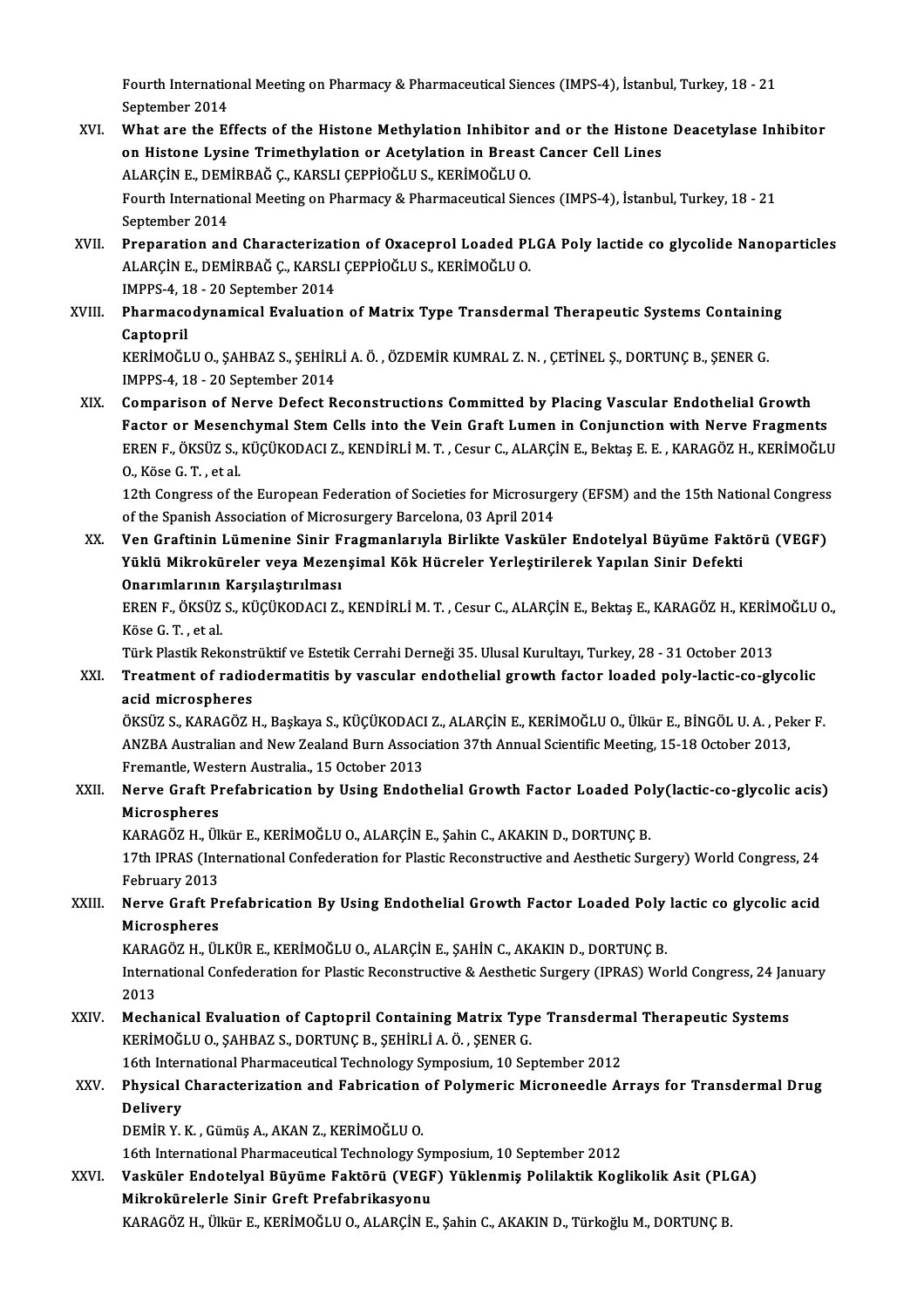Fourth International Meeting on Pharmacy & Pharmaceutical Siences (IMPS-4), İstanbul, Turkey, 18 - 21 September 2014

XVI. **What are the Effects of the Histone Methylation Inhibitor and or the Histone Deacetylase Inhibitor on Histone Lysine Trimethylation or Acetylation in Breast Cancer Cell Lines**
ALARÇİN E., DEMİRBAĞ Ç., KARSLI ÇEPPİOĞLU S., KERİMOĞLU O.
Fourth International Meeting on Pharmacy & Pharmaceutical Siences (IMPS-4), İstanbul, Turkey, 18 - 21 September 2014

XVII. **Preparation and Characterization of Oxaceprol Loaded PLGA Poly lactide co glycolide Nanoparticles**
ALARÇİN E., DEMİRBAĞ Ç., KARSLI ÇEPPİOĞLU S., KERİMOĞLU O.
IMPPS-4, 18 - 20 September 2014

XVIII. **Pharmacodynamical Evaluation of Matrix Type Transdermal Therapeutic Systems Containing Captopril**
KERİMOĞLU O., ŞAHBAZ S., ŞEHİRLİ A. Ö. , ÖZDEMİR KUMRAL Z. N. , ÇETİNEL Ş., DORTUNÇ B., ŞENER G.
IMPPS-4, 18 - 20 September 2014

XIX. **Comparison of Nerve Defect Reconstructions Committed by Placing Vascular Endothelial Growth Factor or Mesenchymal Stem Cells into the Vein Graft Lumen in Conjunction with Nerve Fragments**
EREN F., ÖKSÜZ S., KÜÇÜKODACI Z., KENDİRLİ M. T. , Cesur C., ALARÇİN E., Bektaş E. E. , KARAGÖZ H., KERİMOĞLU O., Köse G. T. , et al.
12th Congress of the European Federation of Societies for Microsurgery (EFSM) and the 15th National Congress of the Spanish Association of Microsurgery Barcelona, 03 April 2014

XX. **Ven Graftinin Lümenine Sinir Fragmanlarıyla Birlikte Vasküler Endotelyal Büyüme Faktörü (VEGF) Yüklü Mikroküreler veya Mezenşimal Kök Hücreler Yerleştirilerek Yapılan Sinir Defekti Onarımlarının Karşılaştırılması**
EREN F., ÖKSÜZ S., KÜÇÜKODACI Z., KENDİRLİ M. T. , Cesur C., ALARÇİN E., Bektaş E., KARAGÖZ H., KERİMOĞLU O., Köse G. T. , et al.
Türk Plastik Rekonstrüktif ve Estetik Cerrahi Derneği 35. Ulusal Kurultayı, Turkey, 28 - 31 October 2013

XXI. **Treatment of radiodermatitis by vascular endothelial growth factor loaded poly-lactic-co-glycolic acid microspheres**
ÖKSÜZ S., KARAGÖZ H., Başkaya S., KÜÇÜKODACI Z., ALARÇİN E., KERİMOĞLU O., Ülkür E., BİNGÖL U. A. , Peker F.
ANZBA Australian and New Zealand Burn Association 37th Annual Scientific Meeting, 15-18 October 2013, Fremantle, Western Australia., 15 October 2013

XXII. **Nerve Graft Prefabrication by Using Endothelial Growth Factor Loaded Poly(lactic-co-glycolic acis) Microspheres**
KARAGÖZ H., Ülkür E., KERİMOĞLU O., ALARÇİN E., Şahin C., AKAKIN D., DORTUNÇ B.
17th IPRAS (International Confederation for Plastic Reconstructive and Aesthetic Surgery) World Congress, 24 February 2013

XXIII. **Nerve Graft Prefabrication By Using Endothelial Growth Factor Loaded Poly lactic co glycolic acid Microspheres**
KARAGÖZ H., ÜLKÜR E., KERİMOĞLU O., ALARÇİN E., ŞAHİN C., AKAKIN D., DORTUNÇ B.
International Confederation for Plastic Reconstructive & Aesthetic Surgery (IPRAS) World Congress, 24 January 2013

XXIV. **Mechanical Evaluation of Captopril Containing Matrix Type Transdermal Therapeutic Systems**
KERİMOĞLU O., ŞAHBAZ S., DORTUNÇ B., ŞEHİRLİ A. Ö. , ŞENER G.
16th International Pharmaceutical Technology Symposium, 10 September 2012

XXV. **Physical Characterization and Fabrication of Polymeric Microneedle Arrays for Transdermal Drug Delivery**
DEMİR Y. K. , Gümüş A., AKAN Z., KERİMOĞLU O.
16th International Pharmaceutical Technology Symposium, 10 September 2012

XXVI. **Vasküler Endotelyal Büyüme Faktörü (VEGF) Yüklenmiş Polilaktik Koglikolik Asit (PLGA) Mikrokürelerle Sinir Greft Prefabrikasyonu**
KARAGÖZ H., Ülkür E., KERİMOĞLU O., ALARÇİN E., Şahin C., AKAKIN D., Türkoğlu M., DORTUNÇ B.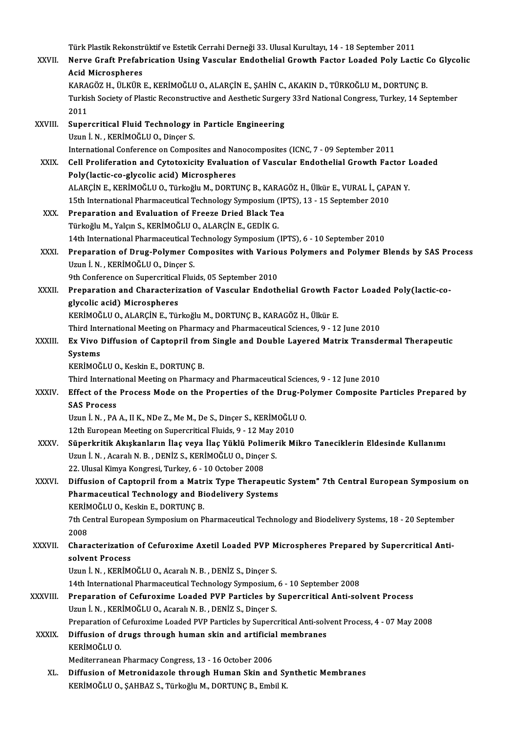Türk Plastik Rekonstrüktif ve Estetik Cerrahi Derneği 33. Ulusal Kurultayı, 14 - 18 September 2011

XXVII. **Nerve Graft Prefabrication Using Vascular Endothelial Growth Factor Loaded Poly Lactic Co Glycolic Acid Microspheres**
KARAGÖZ H., ÜLKÜR E., KERİMOĞLU O., ALARÇİN E., ŞAHİN C., AKAKIN D., TÜRKOĞLU M., DORTUNÇ B.
Turkish Society of Plastic Reconstructive and Aesthetic Surgery 33rd National Congress, Turkey, 14 September 2011

XXVIII. **Supercritical Fluid Technology in Particle Engineering**
Uzun İ. N. , KERİMOĞLU O., Dinçer S.
International Conference on Composites and Nanocomposites (ICNC, 7 - 09 September 2011

XXIX. **Cell Proliferation and Cytotoxicity Evaluation of Vascular Endothelial Growth Factor Loaded Poly(lactic-co-glycolic acid) Microspheres**
ALARÇİN E., KERİMOĞLU O., Türkoğlu M., DORTUNÇ B., KARAGÖZ H., Ülkür E., VURAL İ., ÇAPAN Y.
15th International Pharmaceutical Technology Symposium (IPTS), 13 - 15 September 2010

XXX. **Preparation and Evaluation of Freeze Dried Black Tea**
Türkoğlu M., Yalçın S., KERİMOĞLU O., ALARÇİN E., GEDİK G.
14th International Pharmaceutical Technology Symposium (IPTS), 6 - 10 September 2010

XXXI. **Preparation of Drug-Polymer Composites with Various Polymers and Polymer Blends by SAS Process**
Uzun İ. N. , KERİMOĞLU O., Dinçer S.
9th Conference on Supercritical Fluids, 05 September 2010

XXXII. **Preparation and Characterization of Vascular Endothelial Growth Factor Loaded Poly(lactic-co-glycolic acid) Microspheres**
KERİMOĞLU O., ALARÇİN E., Türkoğlu M., DORTUNÇ B., KARAGÖZ H., Ülkür E.
Third International Meeting on Pharmacy and Pharmaceutical Sciences, 9 - 12 June 2010

XXXIII. **Ex Vivo Diffusion of Captopril from Single and Double Layered Matrix Transdermal Therapeutic Systems**
KERİMOĞLU O., Keskin E., DORTUNÇ B.
Third International Meeting on Pharmacy and Pharmaceutical Sciences, 9 - 12 June 2010

XXXIV. **Effect of the Process Mode on the Properties of the Drug-Polymer Composite Particles Prepared by SAS Process**
Uzun İ. N. , PA A., II K., NDe Z., Me M., De S., Dinçer S., KERİMOĞLU O.
12th European Meeting on Supercritical Fluids, 9 - 12 May 2010

XXXV. **Süperkritik Akışkanların İlaç veya İlaç Yüklü Polimerik Mikro Taneciklerin Eldesinde Kullanımı**
Uzun İ. N. , Acaralı N. B. , DENİZ S., KERİMOĞLU O., Dinçer S.
22. Ulusal Kimya Kongresi, Turkey, 6 - 10 October 2008

XXXVI. **Diffusion of Captopril from a Matrix Type Therapeutic System" 7th Central European Symposium on Pharmaceutical Technology and Biodelivery Systems**
KERİMOĞLU O., Keskin E., DORTUNÇ B.
7th Central European Symposium on Pharmaceutical Technology and Biodelivery Systems, 18 - 20 September 2008

XXXVII. **Characterization of Cefuroxime Axetil Loaded PVP Microspheres Prepared by Supercritical Anti-solvent Process**
Uzun İ. N. , KERİMOĞLU O., Acaralı N. B. , DENİZ S., Dinçer S.
14th International Pharmaceutical Technology Symposium, 6 - 10 September 2008

XXXVIII. **Preparation of Cefuroxime Loaded PVP Particles by Supercritical Anti-solvent Process**
Uzun İ. N. , KERİMOĞLU O., Acaralı N. B. , DENİZ S., Dinçer S.
Preparation of Cefuroxime Loaded PVP Particles by Supercritical Anti-solvent Process, 4 - 07 May 2008

XXXIX. **Diffusion of drugs through human skin and artificial membranes**
KERİMOĞLU O.
Mediterranean Pharmacy Congress, 13 - 16 October 2006

XL. **Diffusion of Metronidazole through Human Skin and Synthetic Membranes**
KERİMOĞLU O., ŞAHBAZ S., Türkoğlu M., DORTUNÇ B., Embil K.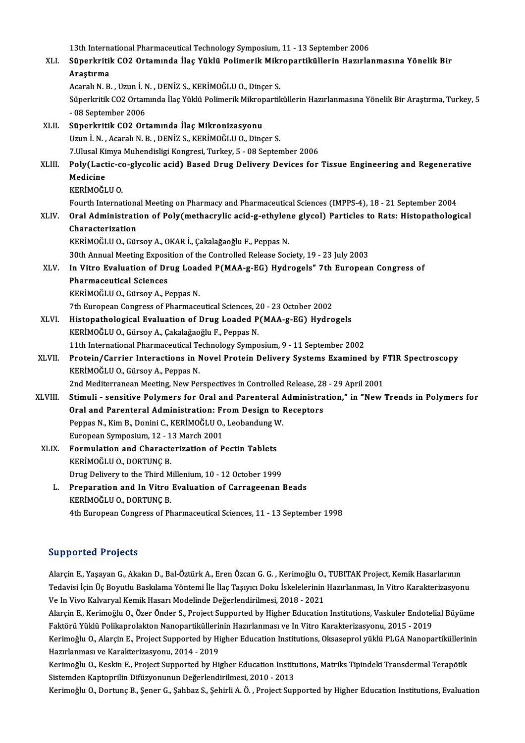13th International Pharmaceutical Technology Symposium, 11 - 13 September 2006

XLI. **Süperkritik CO2 Ortamında İlaç Yüklü Polimerik Mikropartiküllerin Hazırlanmasına Yönelik Bir Araştırma**
Acaralı N. B. , Uzun İ. N. , DENİZ S., KERİMOĞLU O., Dinçer S.
Süperkritik CO2 Ortamında İlaç Yüklü Polimerik Mikropartiküllerin Hazırlanmasına Yönelik Bir Araştırma, Turkey, 5 - 08 September 2006

XLII. **Süperkritik CO2 Ortamında İlaç Mikronizasyonu**
Uzun İ. N. , Acaralı N. B. , DENİZ S., KERİMOĞLU O., Dinçer S.
7.Ulusal Kimya Muhendisligi Kongresi, Turkey, 5 - 08 September 2006

XLIII. **Poly(Lactic-co-glycolic acid) Based Drug Delivery Devices for Tissue Engineering and Regenerative Medicine**
KERİMOĞLU O.
Fourth International Meeting on Pharmacy and Pharmaceutical Sciences (IMPPS-4), 18 - 21 September 2004

XLIV. **Oral Administration of Poly(methacrylic acid-g-ethylene glycol) Particles to Rats: Histopathological Characterization**
KERİMOĞLU O., Gürsoy A., OKAR İ., Çakalağaoğlu F., Peppas N.
30th Annual Meeting Exposition of the Controlled Release Society, 19 - 23 July 2003

XLV. **In Vitro Evaluation of Drug Loaded P(MAA-g-EG) Hydrogels" 7th European Congress of Pharmaceutical Sciences**
KERİMOĞLU O., Gürsoy A., Peppas N.
7th European Congress of Pharmaceutical Sciences, 20 - 23 October 2002

XLVI. **Histopathological Evaluation of Drug Loaded P(MAA-g-EG) Hydrogels**
KERİMOĞLU O., Gürsoy A., Çakalağaoğlu F., Peppas N.
11th International Pharmaceutical Technology Symposium, 9 - 11 September 2002

XLVII. **Protein/Carrier Interactions in Novel Protein Delivery Systems Examined by FTIR Spectroscopy**
KERİMOĞLU O., Gürsoy A., Peppas N.
2nd Mediterranean Meeting, New Perspectives in Controlled Release, 28 - 29 April 2001

XLVIII. **Stimuli - sensitive Polymers for Oral and Parenteral Administration," in "New Trends in Polymers for Oral and Parenteral Administration: From Design to Receptors**
Peppas N., Kim B., Donini C., KERİMOĞLU O., Leobandung W.
European Symposium, 12 - 13 March 2001

XLIX. **Formulation and Characterization of Pectin Tablets**
KERİMOĞLU O., DORTUNÇ B.
Drug Delivery to the Third Millenium, 10 - 12 October 1999

L. **Preparation and In Vitro Evaluation of Carrageenan Beads**
KERİMOĞLU O., DORTUNÇ B.
4th European Congress of Pharmaceutical Sciences, 11 - 13 September 1998

## Supported Projects

Alarçin E., Yaşayan G., Akakın D., Bal-Öztürk A., Eren Özcan G. G. , Kerimoğlu O., TUBITAK Project, Kemik Hasarlarının Tedavisi İçin Üç Boyutlu Baskılama Yöntemi İle İlaç Taşıyıcı Doku İskelelerinin Hazırlanması, In Vitro Karakterizasyonu Ve In Vivo Kalvaryal Kemik Hasarı Modelinde Değerlendirilmesi, 2018 - 2021

Alarçin E., Kerimoğlu O., Özer Önder S., Project Supported by Higher Education Institutions, Vaskuler Endotelial Büyüme Faktörü Yüklü Polikaprolakton Nanopartiküllerinin Hazırlanması ve In Vitro Karakterizasyonu, 2015 - 2019

Kerimoğlu O., Alarçin E., Project Supported by Higher Education Institutions, Oksaseprol yüklü PLGA Nanopartiküllerinin Hazırlanması ve Karakterizasyonu, 2014 - 2019

Kerimoğlu O., Keskin E., Project Supported by Higher Education Institutions, Matriks Tipindeki Transdermal Terapötik Sistemden Kaptoprilin Difüzyonunun Değerlendirilmesi, 2010 - 2013

Kerimoğlu O., Dortunç B., Şener G., Şahbaz S., Şehirli A. Ö. , Project Supported by Higher Education Institutions, Evaluation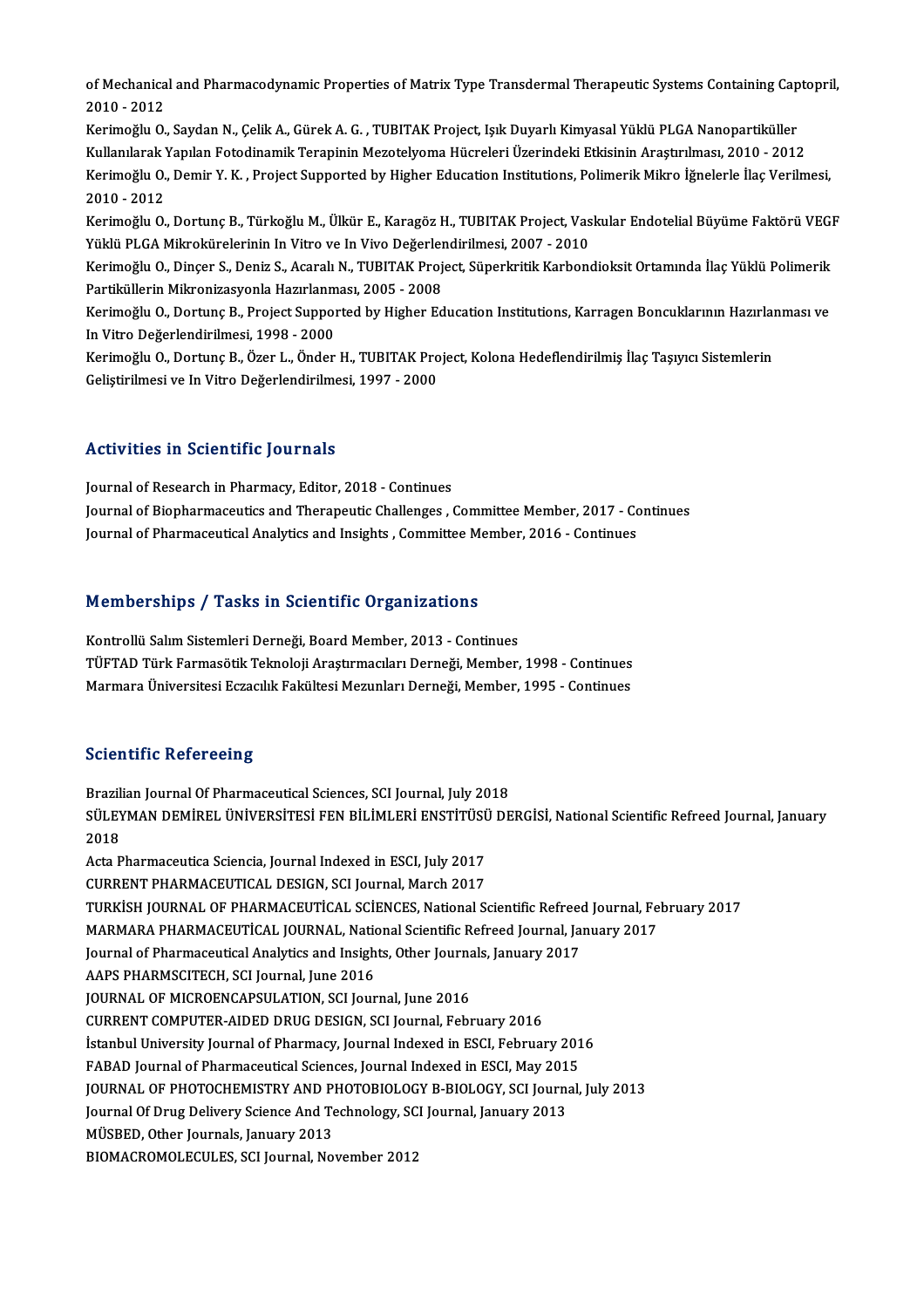of Mechanical and Pharmacodynamic Properties of Matrix Type Transdermal Therapeutic Systems Containing Captopril, 2010 - 2012

Kerimoğlu O., Saydan N., Çelik A., Gürek A. G. , TUBITAK Project, Işık Duyarlı Kimyasal Yüklü PLGA Nanopartiküller Kullanılarak Yapılan Fotodinamik Terapinin Mezotelyoma Hücreleri Üzerindeki Etkisinin Araştırılması, 2010 - 2012

Kerimoğlu O., Demir Y. K. , Project Supported by Higher Education Institutions, Polimerik Mikro İğnelerle İlaç Verilmesi, 2010 - 2012

Kerimoğlu O., Dortunç B., Türkoğlu M., Ülkür E., Karagöz H., TUBITAK Project, Vaskular Endotelial Büyüme Faktörü VEGF Yüklü PLGA Mikrokürelerinin In Vitro ve In Vivo Değerlendirilmesi, 2007 - 2010

Kerimoğlu O., Dinçer S., Deniz S., Acaralı N., TUBITAK Project, Süperkritik Karbondioksit Ortamında İlaç Yüklü Polimerik Partiküllerin Mikronizasyonla Hazırlanması, 2005 - 2008

Kerimoğlu O., Dortunç B., Project Supported by Higher Education Institutions, Karragen Boncuklarının Hazırlanması ve In Vitro Değerlendirilmesi, 1998 - 2000

Kerimoğlu O., Dortunç B., Özer L., Önder H., TUBITAK Project, Kolona Hedeflendirilmiş İlaç Taşıyıcı Sistemlerin Geliştirilmesi ve In Vitro Değerlendirilmesi, 1997 - 2000

## Activities in Scientific Journals

Journal of Research in Pharmacy, Editor, 2018 - Continues

Journal of Biopharmaceutics and Therapeutic Challenges , Committee Member, 2017 - Continues

Journal of Pharmaceutical Analytics and Insights , Committee Member, 2016 - Continues

## Memberships / Tasks in Scientific Organizations

Kontrollü Salım Sistemleri Derneği, Board Member, 2013 - Continues

TÜFTAD Türk Farmasötik Teknoloji Araştırmacıları Derneği, Member, 1998 - Continues

Marmara Üniversitesi Eczacılık Fakültesi Mezunları Derneği, Member, 1995 - Continues

## Scientific Refereeing

Brazilian Journal Of Pharmaceutical Sciences, SCI Journal, July 2018

SÜLEYMAN DEMİREL ÜNİVERSİTESİ FEN BİLİMLERİ ENSTİTÜSÜ DERGİSİ, National Scientific Refreed Journal, January 2018

Acta Pharmaceutica Sciencia, Journal Indexed in ESCI, July 2017

CURRENT PHARMACEUTICAL DESIGN, SCI Journal, March 2017

TURKİSH JOURNAL OF PHARMACEUTİCAL SCİENCES, National Scientific Refreed Journal, February 2017

MARMARA PHARMACEUTİCAL JOURNAL, National Scientific Refreed Journal, January 2017

Journal of Pharmaceutical Analytics and Insights, Other Journals, January 2017

AAPS PHARMSCITECH, SCI Journal, June 2016

JOURNAL OF MICROENCAPSULATION, SCI Journal, June 2016

CURRENT COMPUTER-AIDED DRUG DESIGN, SCI Journal, February 2016

İstanbul University Journal of Pharmacy, Journal Indexed in ESCI, February 2016

FABAD Journal of Pharmaceutical Sciences, Journal Indexed in ESCI, May 2015

JOURNAL OF PHOTOCHEMISTRY AND PHOTOBIOLOGY B-BIOLOGY, SCI Journal, July 2013

Journal Of Drug Delivery Science And Technology, SCI Journal, January 2013

MÜSBED, Other Journals, January 2013

BIOMACROMOLECULES, SCI Journal, November 2012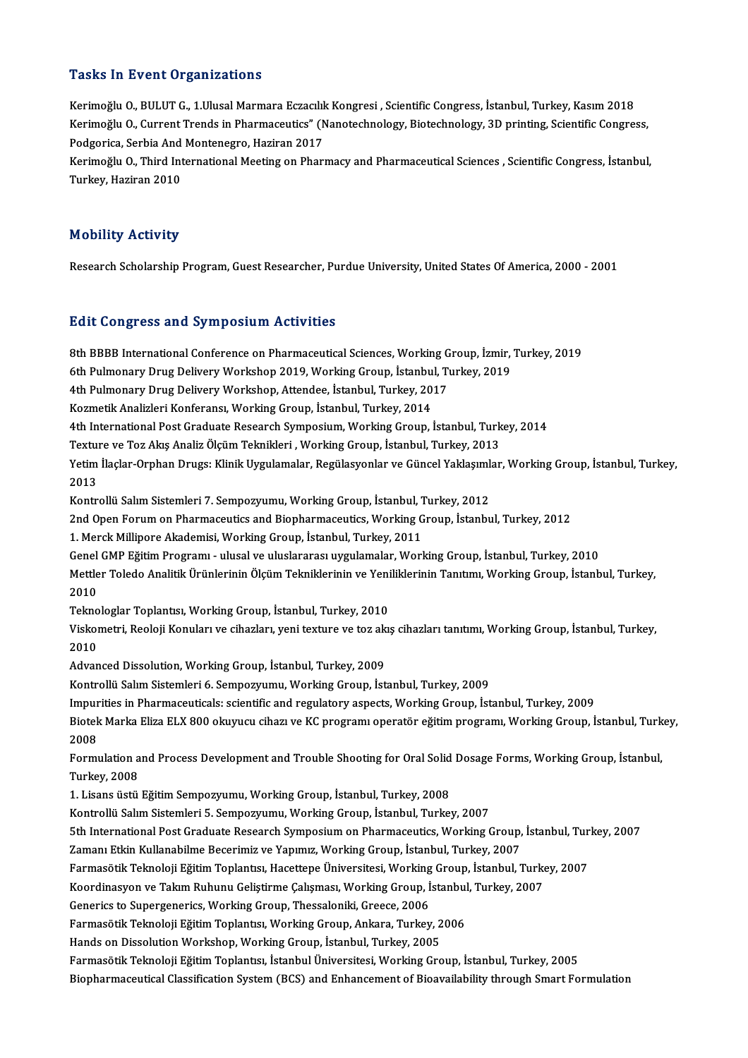## Tasks In Event Organizations

Kerimoğlu O., BULUT G., 1.Ulusal Marmara Eczacılık Kongresi , Scientific Congress, İstanbul, Turkey, Kasım 2018

Kerimoğlu O., Current Trends in Pharmaceutics" (Nanotechnology, Biotechnology, 3D printing, Scientific Congress, Podgorica, Serbia And Montenegro, Haziran 2017

Kerimoğlu O., Third International Meeting on Pharmacy and Pharmaceutical Sciences , Scientific Congress, İstanbul, Turkey, Haziran 2010

## Mobility Activity

Research Scholarship Program, Guest Researcher, Purdue University, United States Of America, 2000 - 2001

## Edit Congress and Symposium Activities

8th BBBB International Conference on Pharmaceutical Sciences, Working Group, İzmir, Turkey, 2019

6th Pulmonary Drug Delivery Workshop 2019, Working Group, İstanbul, Turkey, 2019

4th Pulmonary Drug Delivery Workshop, Attendee, İstanbul, Turkey, 2017

Kozmetik Analizleri Konferansı, Working Group, İstanbul, Turkey, 2014

4th International Post Graduate Research Symposium, Working Group, İstanbul, Turkey, 2014

Texture ve Toz Akış Analiz Ölçüm Teknikleri , Working Group, İstanbul, Turkey, 2013

Yetim İlaçlar-Orphan Drugs: Klinik Uygulamalar, Regülasyonlar ve Güncel Yaklaşımlar, Working Group, İstanbul, Turkey, 2013

Kontrollü Salım Sistemleri 7. Sempozyumu, Working Group, İstanbul, Turkey, 2012

2nd Open Forum on Pharmaceutics and Biopharmaceutics, Working Group, İstanbul, Turkey, 2012

1. Merck Millipore Akademisi, Working Group, İstanbul, Turkey, 2011

Genel GMP Eğitim Programı - ulusal ve uluslararası uygulamalar, Working Group, İstanbul, Turkey, 2010

Mettler Toledo Analitik Ürünlerinin Ölçüm Tekniklerinin ve Yeniliklerinin Tanıtımı, Working Group, İstanbul, Turkey, 2010

Teknologlar Toplantısı, Working Group, İstanbul, Turkey, 2010

Viskometri, Reoloji Konuları ve cihazları, yeni texture ve toz akış cihazları tanıtımı, Working Group, İstanbul, Turkey, 2010

Advanced Dissolution, Working Group, İstanbul, Turkey, 2009

Kontrollü Salım Sistemleri 6. Sempozyumu, Working Group, İstanbul, Turkey, 2009

Impurities in Pharmaceuticals: scientific and regulatory aspects, Working Group, İstanbul, Turkey, 2009

Biotek Marka Eliza ELX 800 okuyucu cihazı ve KC programı operatör eğitim programı, Working Group, İstanbul, Turkey, 2008

Formulation and Process Development and Trouble Shooting for Oral Solid Dosage Forms, Working Group, İstanbul, Turkey, 2008

1. Lisans üstü Eğitim Sempozyumu, Working Group, İstanbul, Turkey, 2008

Kontrollü Salım Sistemleri 5. Sempozyumu, Working Group, İstanbul, Turkey, 2007

5th International Post Graduate Research Symposium on Pharmaceutics, Working Group, İstanbul, Turkey, 2007

Zamanı Etkin Kullanabilme Becerimiz ve Yapımız, Working Group, İstanbul, Turkey, 2007

Farmasötik Teknoloji Eğitim Toplantısı, Hacettepe Üniversitesi, Working Group, İstanbul, Turkey, 2007

Koordinasyon ve Takım Ruhunu Geliştirme Çalışması, Working Group, İstanbul, Turkey, 2007

Generics to Supergenerics, Working Group, Thessaloniki, Greece, 2006

Farmasötik Teknoloji Eğitim Toplantısı, Working Group, Ankara, Turkey, 2006

Hands on Dissolution Workshop, Working Group, İstanbul, Turkey, 2005

Farmasötik Teknoloji Eğitim Toplantısı, İstanbul Üniversitesi, Working Group, İstanbul, Turkey, 2005

Biopharmaceutical Classification System (BCS) and Enhancement of Bioavailability through Smart Formulation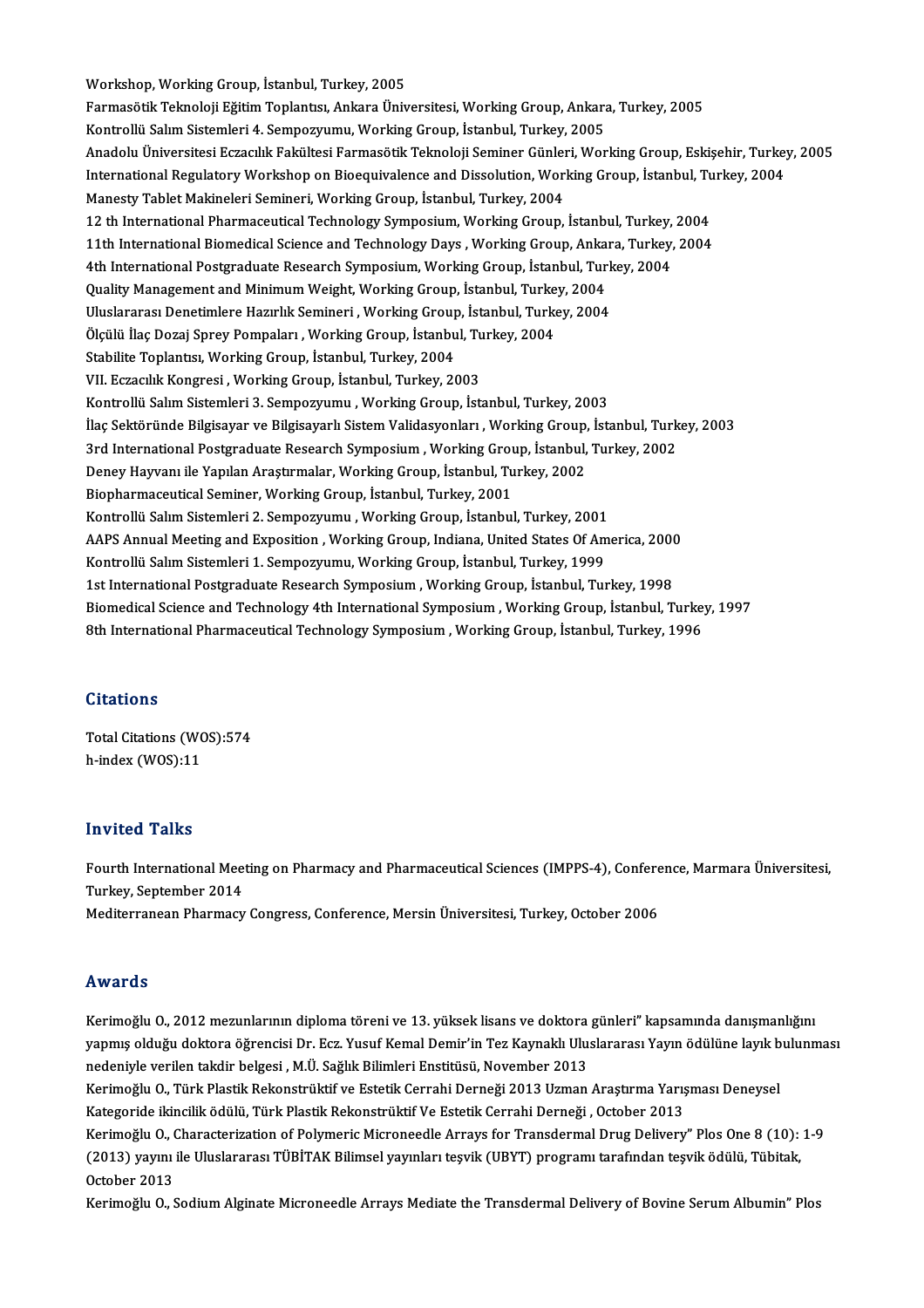Workshop, Working Group, İstanbul, Turkey, 2005
Farmasötik Teknoloji Eğitim Toplantısı, Ankara Üniversitesi, Working Group, Ankara, Turkey, 2005
Kontrollü Salım Sistemleri 4. Sempozyumu, Working Group, İstanbul, Turkey, 2005
Anadolu Üniversitesi Eczacılık Fakültesi Farmasötik Teknoloji Seminer Günleri, Working Group, Eskişehir, Turkey, 2005
International Regulatory Workshop on Bioequivalence and Dissolution, Working Group, İstanbul, Turkey, 2004
Manesty Tablet Makineleri Semineri, Working Group, İstanbul, Turkey, 2004
12 th International Pharmaceutical Technology Symposium, Working Group, İstanbul, Turkey, 2004
11th International Biomedical Science and Technology Days , Working Group, Ankara, Turkey, 2004
4th International Postgraduate Research Symposium, Working Group, İstanbul, Turkey, 2004
Quality Management and Minimum Weight, Working Group, İstanbul, Turkey, 2004
Uluslararası Denetimlere Hazırlık Semineri , Working Group, İstanbul, Turkey, 2004
Ölçülü İlaç Dozaj Sprey Pompaları , Working Group, İstanbul, Turkey, 2004
Stabilite Toplantısı, Working Group, İstanbul, Turkey, 2004
VII. Eczacılık Kongresi , Working Group, İstanbul, Turkey, 2003
Kontrollü Salım Sistemleri 3. Sempozyumu , Working Group, İstanbul, Turkey, 2003
İlaç Sektöründe Bilgisayar ve Bilgisayarlı Sistem Validasyonları , Working Group, İstanbul, Turkey, 2003
3rd International Postgraduate Research Symposium , Working Group, İstanbul, Turkey, 2002
Deney Hayvanı ile Yapılan Araştırmalar, Working Group, İstanbul, Turkey, 2002
Biopharmaceutical Seminer, Working Group, İstanbul, Turkey, 2001
Kontrollü Salım Sistemleri 2. Sempozyumu , Working Group, İstanbul, Turkey, 2001
AAPS Annual Meeting and Exposition , Working Group, Indiana, United States Of America, 2000
Kontrollü Salım Sistemleri 1. Sempozyumu, Working Group, İstanbul, Turkey, 1999
1st International Postgraduate Research Symposium , Working Group, İstanbul, Turkey, 1998
Biomedical Science and Technology 4th International Symposium , Working Group, İstanbul, Turkey, 1997
8th International Pharmaceutical Technology Symposium , Working Group, İstanbul, Turkey, 1996

## Citations

Total Citations (WOS):574
h-index (WOS):11

## Invited Talks

Fourth International Meeting on Pharmacy and Pharmaceutical Sciences (IMPPS-4), Conference, Marmara Üniversitesi, Turkey, September 2014
Mediterranean Pharmacy Congress, Conference, Mersin Üniversitesi, Turkey, October 2006

## Awards

Kerimoğlu O., 2012 mezunlarının diploma töreni ve 13. yüksek lisans ve doktora günleri" kapsamında danışmanlığını yapmış olduğu doktora öğrencisi Dr. Ecz. Yusuf Kemal Demir'in Tez Kaynaklı Uluslararası Yayın ödülüne layık bulunması nedeniyle verilen takdir belgesi , M.Ü. Sağlık Bilimleri Enstitüsü, November 2013
Kerimoğlu O., Türk Plastik Rekonstrüktif ve Estetik Cerrahi Derneği 2013 Uzman Araştırma Yarışması Deneysel Kategoride ikincilik ödülü, Türk Plastik Rekonstrüktif Ve Estetik Cerrahi Derneği , October 2013
Kerimoğlu O., Characterization of Polymeric Microneedle Arrays for Transdermal Drug Delivery" Plos One 8 (10): 1-9 (2013) yayını ile Uluslararası TÜBİTAK Bilimsel yayınları teşvik (UBYT) programı tarafından teşvik ödülü, Tübitak, October 2013
Kerimoğlu O., Sodium Alginate Microneedle Arrays Mediate the Transdermal Delivery of Bovine Serum Albumin" Plos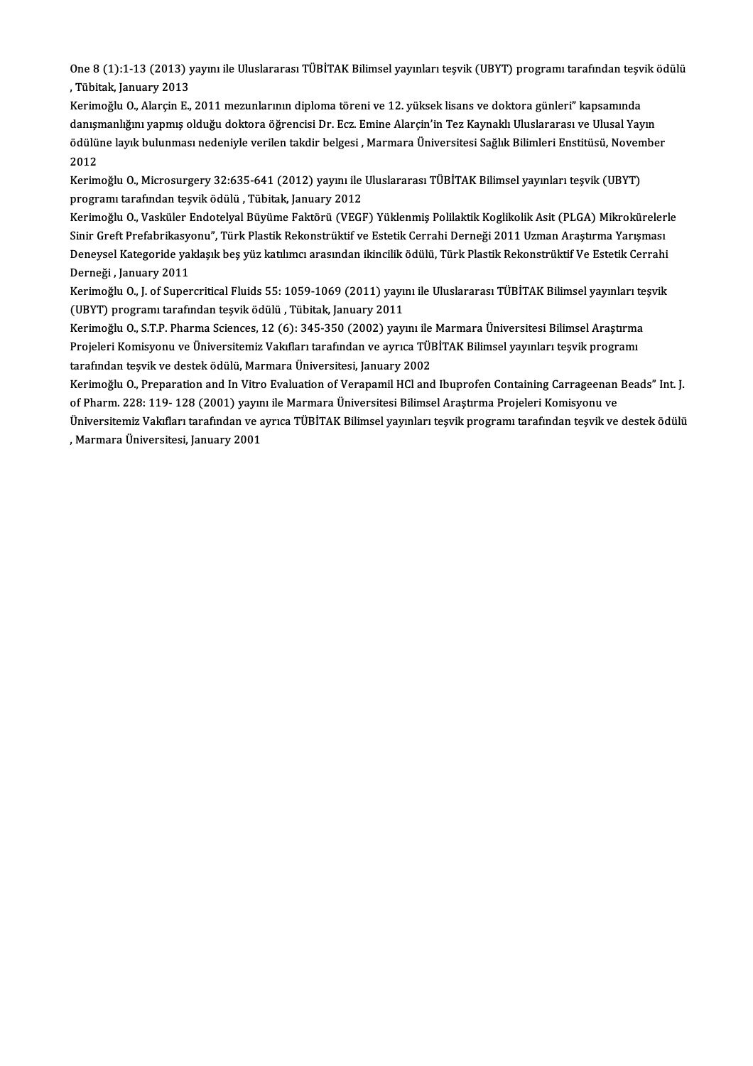One 8 (1):1-13 (2013) yayını ile Uluslararası TÜBİTAK Bilimsel yayınları teşvik (UBYT) programı tarafından teşvik ödülü , Tübitak, January 2013

Kerimoğlu O., Alarçin E., 2011 mezunlarının diploma töreni ve 12. yüksek lisans ve doktora günleri" kapsamında danışmanlığını yapmış olduğu doktora öğrencisi Dr. Ecz. Emine Alarçin'in Tez Kaynaklı Uluslararası ve Ulusal Yayın ödülüne layık bulunması nedeniyle verilen takdir belgesi , Marmara Üniversitesi Sağlık Bilimleri Enstitüsü, November 2012

Kerimoğlu O., Microsurgery 32:635-641 (2012) yayını ile Uluslararası TÜBİTAK Bilimsel yayınları teşvik (UBYT) programı tarafından teşvik ödülü , Tübitak, January 2012

Kerimoğlu O., Vasküler Endotelyal Büyüme Faktörü (VEGF) Yüklenmiş Polilaktik Koglikolik Asit (PLGA) Mikrokürelerle Sinir Greft Prefabrikasyonu", Türk Plastik Rekonstrüktif ve Estetik Cerrahi Derneği 2011 Uzman Araştırma Yarışması Deneysel Kategoride yaklaşık beş yüz katılımcı arasından ikincilik ödülü, Türk Plastik Rekonstrüktif Ve Estetik Cerrahi Derneği , January 2011

Kerimoğlu O., J. of Supercritical Fluids 55: 1059-1069 (2011) yayını ile Uluslararası TÜBİTAK Bilimsel yayınları teşvik (UBYT) programı tarafından teşvik ödülü , Tübitak, January 2011

Kerimoğlu O., S.T.P. Pharma Sciences, 12 (6): 345-350 (2002) yayını ile Marmara Üniversitesi Bilimsel Araştırma Projeleri Komisyonu ve Üniversitemiz Vakıfları tarafından ve ayrıca TÜBİTAK Bilimsel yayınları teşvik programı tarafından teşvik ve destek ödülü, Marmara Üniversitesi, January 2002

Kerimoğlu O., Preparation and In Vitro Evaluation of Verapamil HCl and Ibuprofen Containing Carrageenan Beads" Int. J. of Pharm. 228: 119- 128 (2001) yayını ile Marmara Üniversitesi Bilimsel Araştırma Projeleri Komisyonu ve Üniversitemiz Vakıfları tarafından ve ayrıca TÜBİTAK Bilimsel yayınları teşvik programı tarafından teşvik ve destek ödülü , Marmara Üniversitesi, January 2001